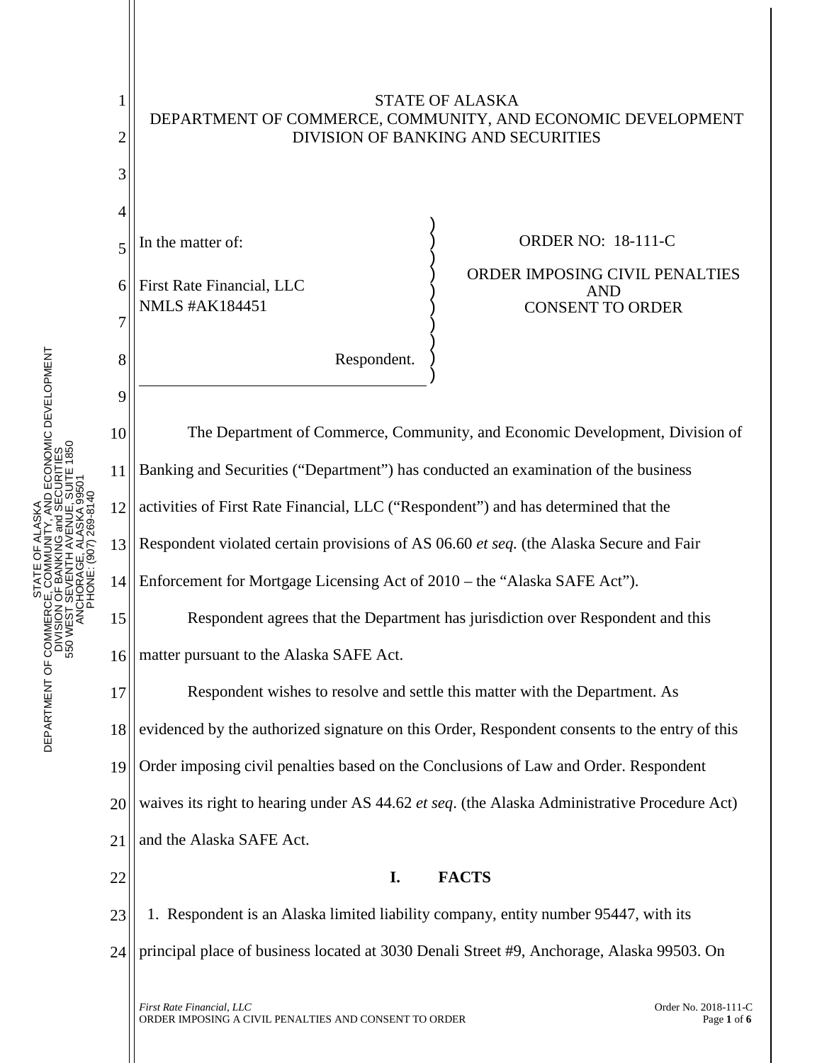STATE OF ALASKA
DEPARTMENT OF COMMERCE, COMMUNITY, AND ECONOMIC DEVELOPMENT
DIVISION OF BANKING AND SECURITIES

In the matter of:

First Rate Financial, LLC
NMLS #AK184451

Respondent.

ORDER NO: 18-111-C

ORDER IMPOSING CIVIL PENALTIES AND CONSENT TO ORDER

The Department of Commerce, Community, and Economic Development, Division of Banking and Securities ("Department") has conducted an examination of the business activities of First Rate Financial, LLC ("Respondent") and has determined that the Respondent violated certain provisions of AS 06.60 *et seq.* (the Alaska Secure and Fair Enforcement for Mortgage Licensing Act of 2010 – the "Alaska SAFE Act").

Respondent agrees that the Department has jurisdiction over Respondent and this matter pursuant to the Alaska SAFE Act.

Respondent wishes to resolve and settle this matter with the Department. As evidenced by the authorized signature on this Order, Respondent consents to the entry of this Order imposing civil penalties based on the Conclusions of Law and Order. Respondent waives its right to hearing under AS 44.62 *et seq*. (the Alaska Administrative Procedure Act) and the Alaska SAFE Act.

## I. FACTS

1. Respondent is an Alaska limited liability company, entity number 95447, with its principal place of business located at 3030 Denali Street #9, Anchorage, Alaska 99503. On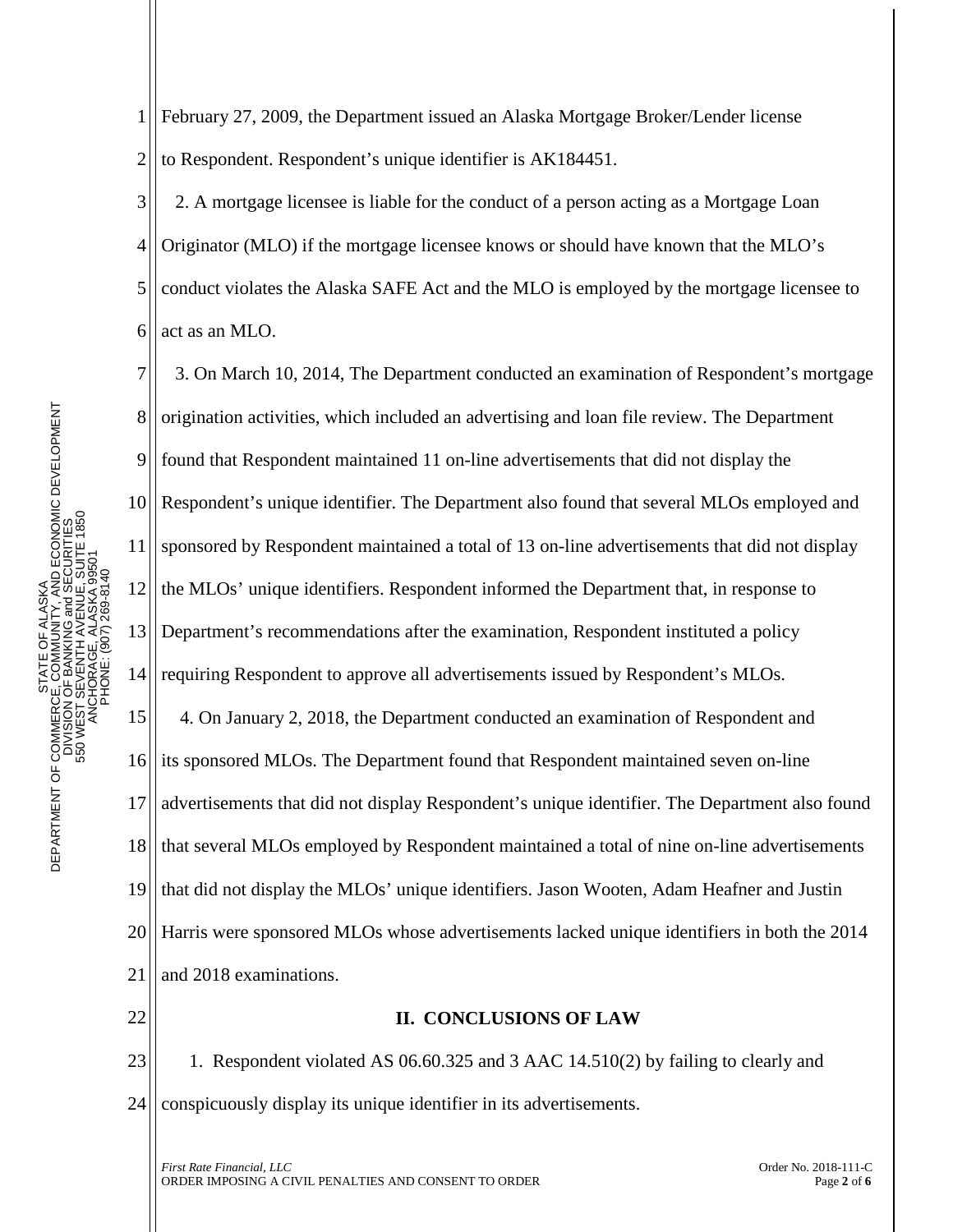February 27, 2009, the Department issued an Alaska Mortgage Broker/Lender license to Respondent. Respondent's unique identifier is AK184451.

2. A mortgage licensee is liable for the conduct of a person acting as a Mortgage Loan Originator (MLO) if the mortgage licensee knows or should have known that the MLO's conduct violates the Alaska SAFE Act and the MLO is employed by the mortgage licensee to act as an MLO.

3. On March 10, 2014, The Department conducted an examination of Respondent's mortgage origination activities, which included an advertising and loan file review. The Department found that Respondent maintained 11 on-line advertisements that did not display the Respondent's unique identifier. The Department also found that several MLOs employed and sponsored by Respondent maintained a total of 13 on-line advertisements that did not display the MLOs' unique identifiers. Respondent informed the Department that, in response to Department's recommendations after the examination, Respondent instituted a policy requiring Respondent to approve all advertisements issued by Respondent's MLOs.

4. On January 2, 2018, the Department conducted an examination of Respondent and its sponsored MLOs. The Department found that Respondent maintained seven on-line advertisements that did not display Respondent's unique identifier. The Department also found that several MLOs employed by Respondent maintained a total of nine on-line advertisements that did not display the MLOs' unique identifiers. Jason Wooten, Adam Heafner and Justin Harris were sponsored MLOs whose advertisements lacked unique identifiers in both the 2014 and 2018 examinations.

## II. CONCLUSIONS OF LAW

1. Respondent violated AS 06.60.325 and 3 AAC 14.510(2) by failing to clearly and conspicuously display its unique identifier in its advertisements.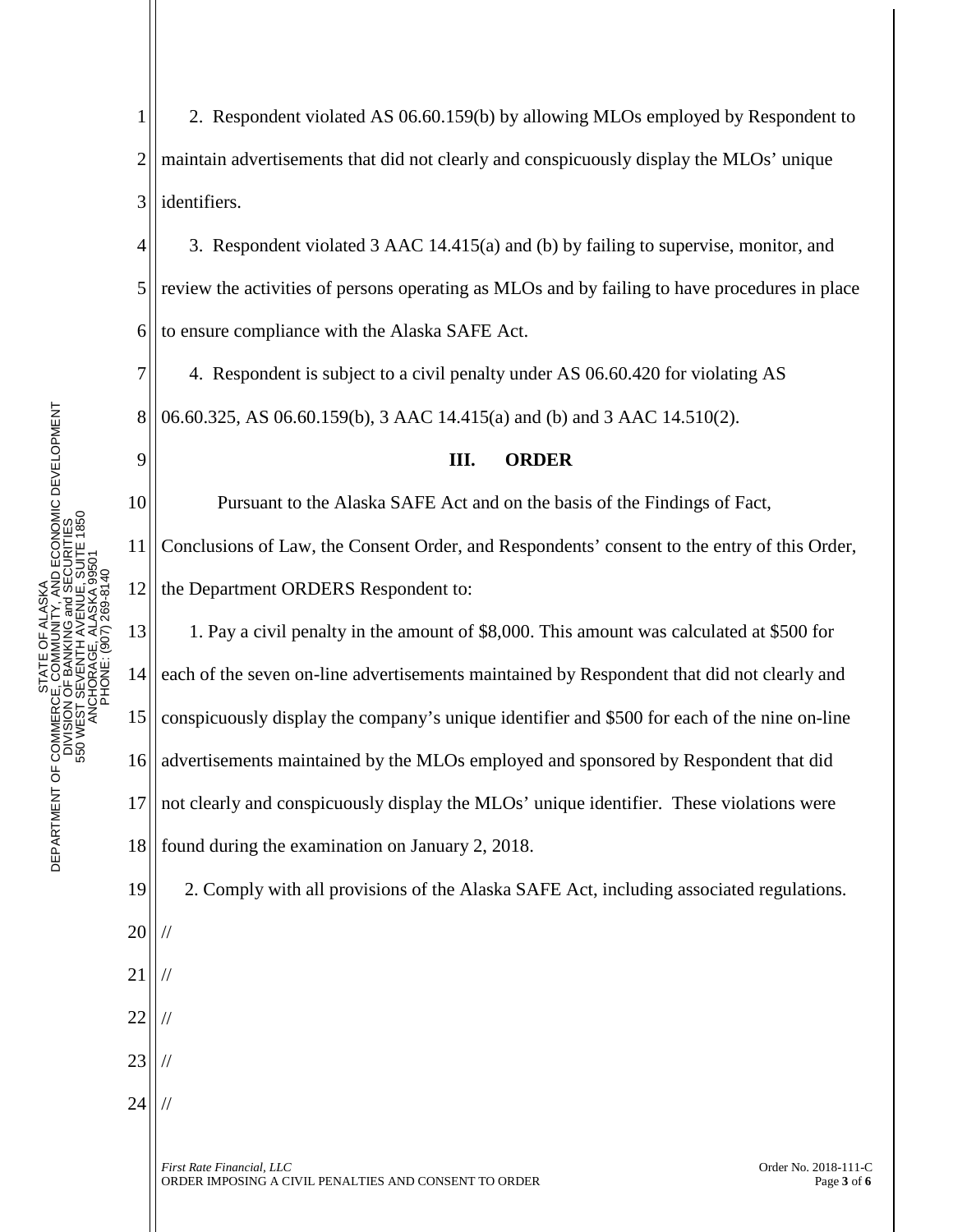2. Respondent violated AS 06.60.159(b) by allowing MLOs employed by Respondent to maintain advertisements that did not clearly and conspicuously display the MLOs' unique identifiers.

3. Respondent violated 3 AAC 14.415(a) and (b) by failing to supervise, monitor, and review the activities of persons operating as MLOs and by failing to have procedures in place to ensure compliance with the Alaska SAFE Act.

4. Respondent is subject to a civil penalty under AS 06.60.420 for violating AS 06.60.325, AS 06.60.159(b), 3 AAC 14.415(a) and (b) and 3 AAC 14.510(2).

## III. ORDER

Pursuant to the Alaska SAFE Act and on the basis of the Findings of Fact, Conclusions of Law, the Consent Order, and Respondents' consent to the entry of this Order, the Department ORDERS Respondent to:

1. Pay a civil penalty in the amount of $8,000. This amount was calculated at $500 for each of the seven on-line advertisements maintained by Respondent that did not clearly and conspicuously display the company's unique identifier and $500 for each of the nine on-line advertisements maintained by the MLOs employed and sponsored by Respondent that did not clearly and conspicuously display the MLOs' unique identifier. These violations were found during the examination on January 2, 2018.

2. Comply with all provisions of the Alaska SAFE Act, including associated regulations.

//

//

//

//

//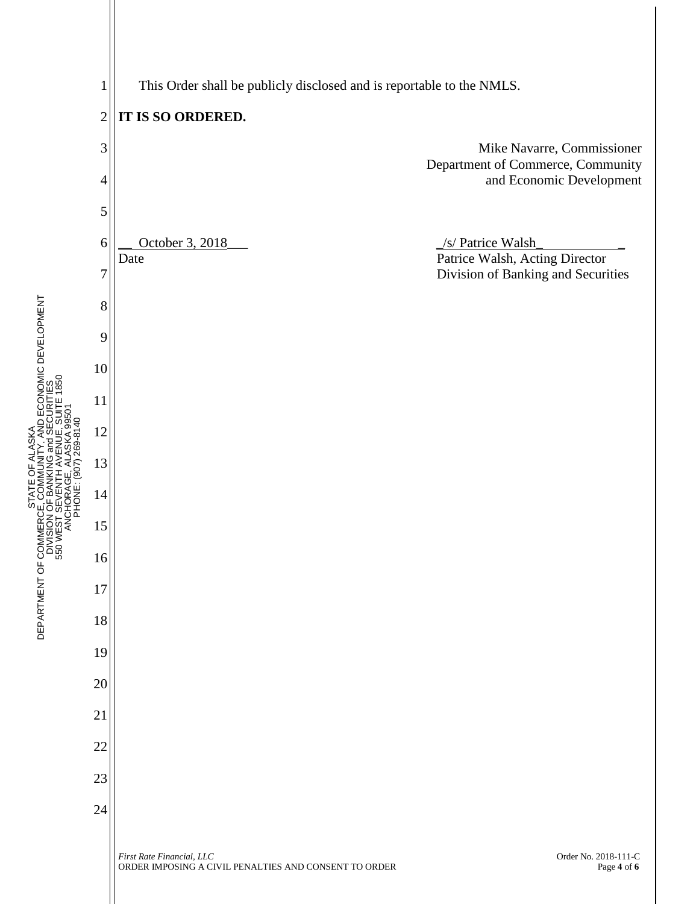This Order shall be publicly disclosed and is reportable to the NMLS.

**IT IS SO ORDERED.**

Mike Navarre, Commissioner
Department of Commerce, Community
and Economic Development

October 3, 2018
Date

/s/ Patrice Walsh
Patrice Walsh, Acting Director
Division of Banking and Securities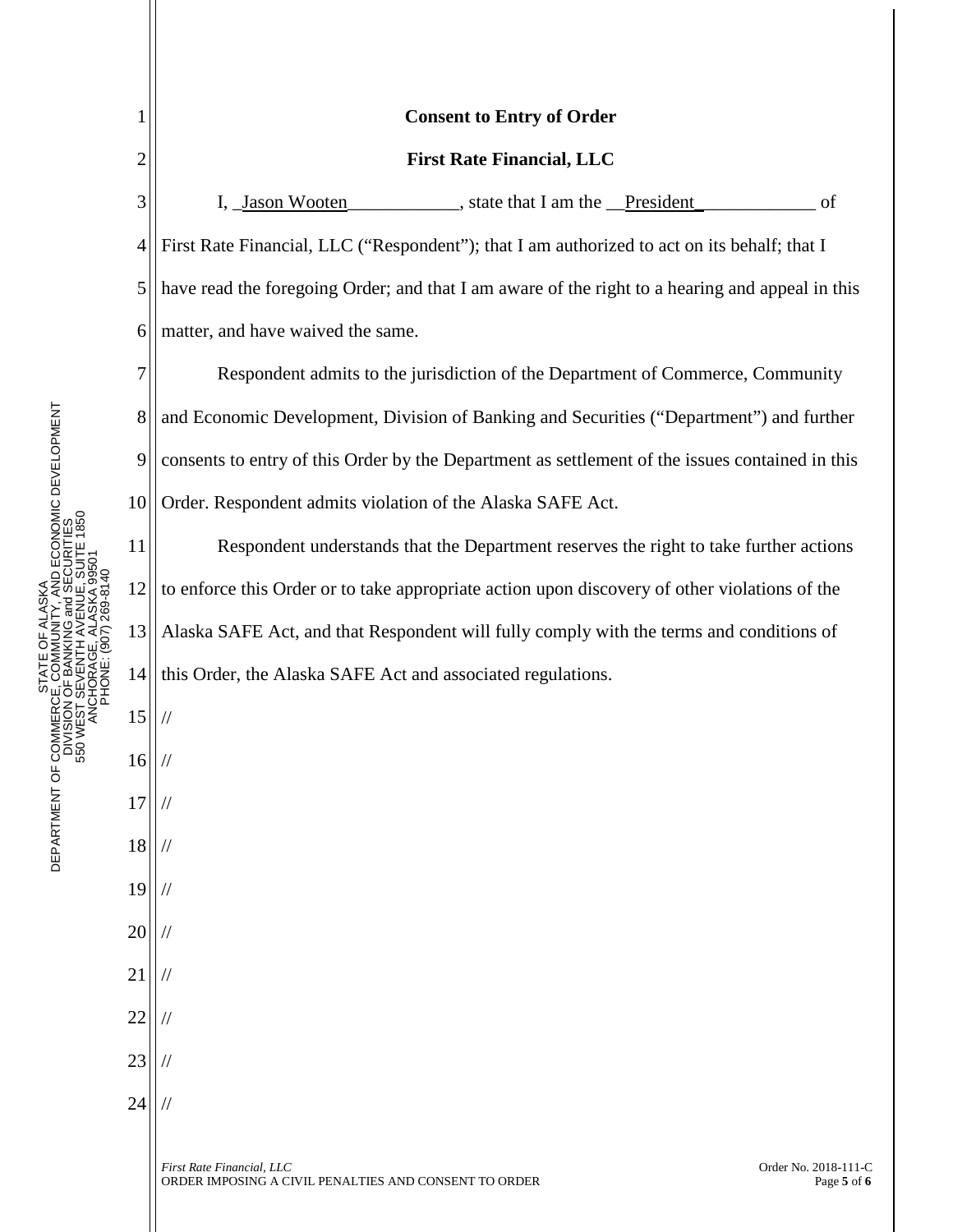**Consent to Entry of Order**

**First Rate Financial, LLC**

I, _Jason Wooten____________, state that I am the __President_____________ of First Rate Financial, LLC ("Respondent"); that I am authorized to act on its behalf; that I have read the foregoing Order; and that I am aware of the right to a hearing and appeal in this matter, and have waived the same.

Respondent admits to the jurisdiction of the Department of Commerce, Community and Economic Development, Division of Banking and Securities ("Department") and further consents to entry of this Order by the Department as settlement of the issues contained in this Order. Respondent admits violation of the Alaska SAFE Act.

Respondent understands that the Department reserves the right to take further actions to enforce this Order or to take appropriate action upon discovery of other violations of the Alaska SAFE Act, and that Respondent will fully comply with the terms and conditions of this Order, the Alaska SAFE Act and associated regulations.

//

//

//

//

//

//

//

//

//

//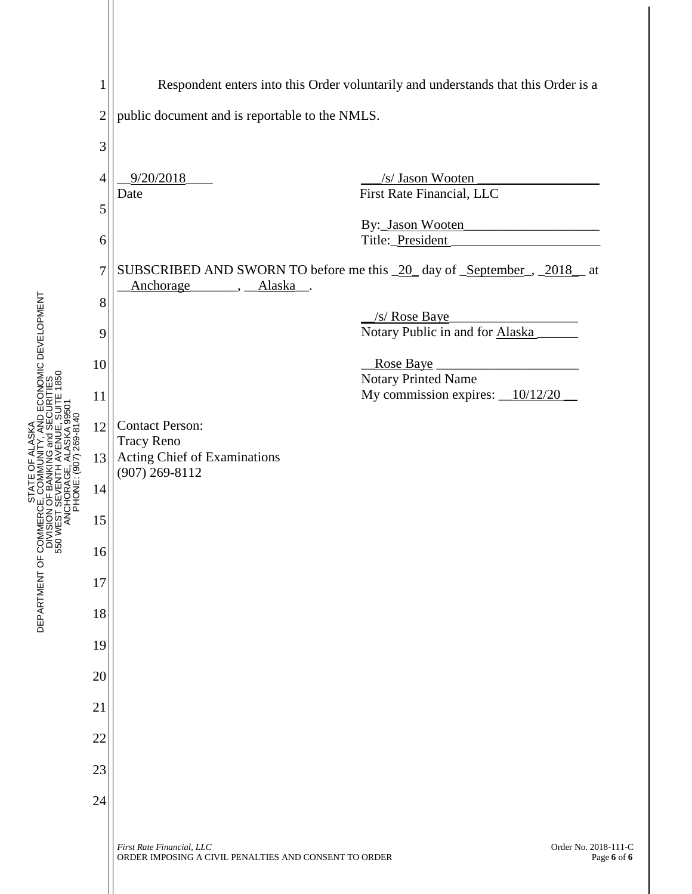Respondent enters into this Order voluntarily and understands that this Order is a public document and is reportable to the NMLS.

9/20/2018
Date

/s/ Jason Wooten
First Rate Financial, LLC

By: Jason Wooten
Title: President

SUBSCRIBED AND SWORN TO before me this 20 day of September, 2018 at Anchorage, Alaska.

/s/ Rose Baye
Notary Public in and for Alaska

Rose Baye
Notary Printed Name
My commission expires: 10/12/20

Contact Person:
Tracy Reno
Acting Chief of Examinations
(907) 269-8112